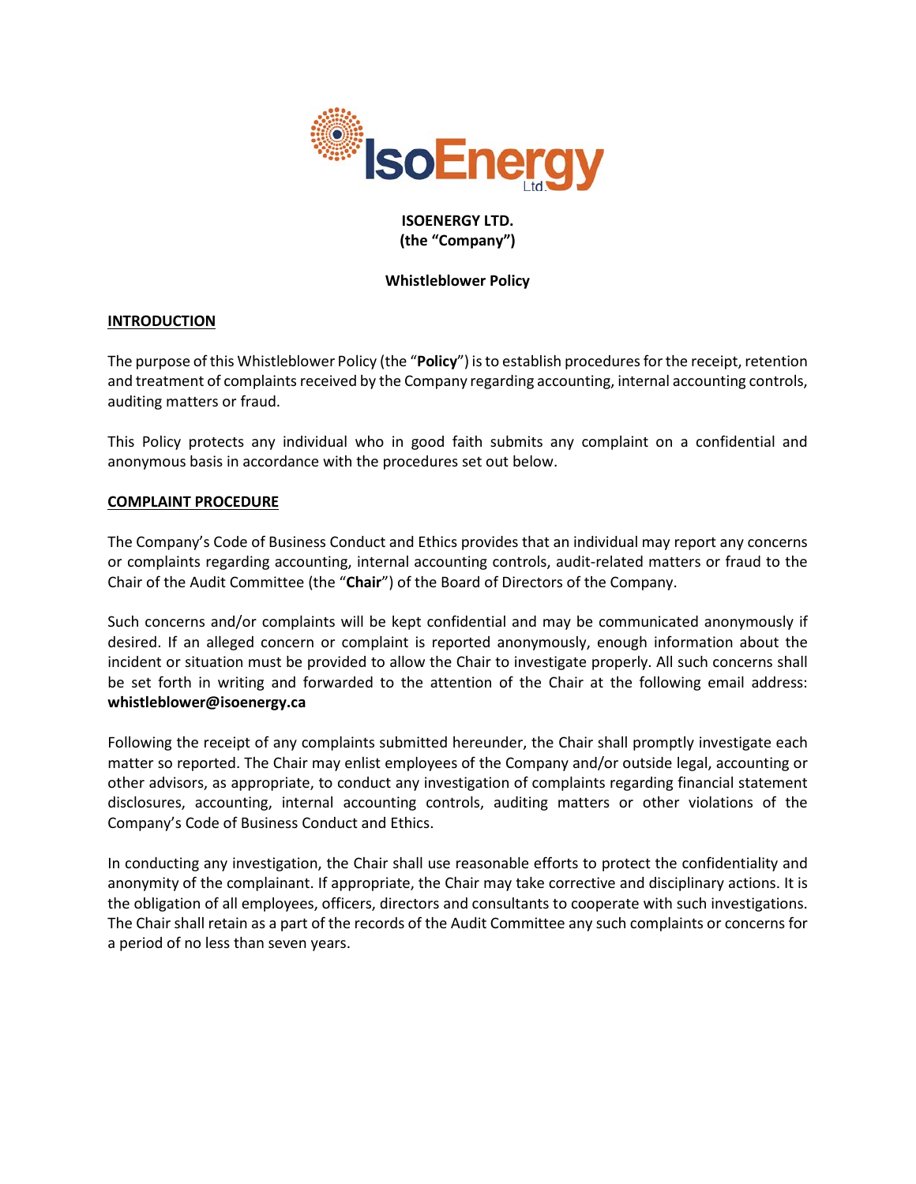**ISOENERGY LTD.**
**(the "Company")**

**Whistleblower Policy**

## INTRODUCTION

The purpose of this Whistleblower Policy (the "**Policy**") is to establish procedures for the receipt, retention and treatment of complaints received by the Company regarding accounting, internal accounting controls, auditing matters or fraud.

This Policy protects any individual who in good faith submits any complaint on a confidential and anonymous basis in accordance with the procedures set out below.

## COMPLAINT PROCEDURE

The Company's Code of Business Conduct and Ethics provides that an individual may report any concerns or complaints regarding accounting, internal accounting controls, audit-related matters or fraud to the Chair of the Audit Committee (the "**Chair**") of the Board of Directors of the Company.

Such concerns and/or complaints will be kept confidential and may be communicated anonymously if desired. If an alleged concern or complaint is reported anonymously, enough information about the incident or situation must be provided to allow the Chair to investigate properly. All such concerns shall be set forth in writing and forwarded to the attention of the Chair at the following email address: **whistleblower@isoenergy.ca**

Following the receipt of any complaints submitted hereunder, the Chair shall promptly investigate each matter so reported. The Chair may enlist employees of the Company and/or outside legal, accounting or other advisors, as appropriate, to conduct any investigation of complaints regarding financial statement disclosures, accounting, internal accounting controls, auditing matters or other violations of the Company's Code of Business Conduct and Ethics.

In conducting any investigation, the Chair shall use reasonable efforts to protect the confidentiality and anonymity of the complainant. If appropriate, the Chair may take corrective and disciplinary actions. It is the obligation of all employees, officers, directors and consultants to cooperate with such investigations. The Chair shall retain as a part of the records of the Audit Committee any such complaints or concerns for a period of no less than seven years.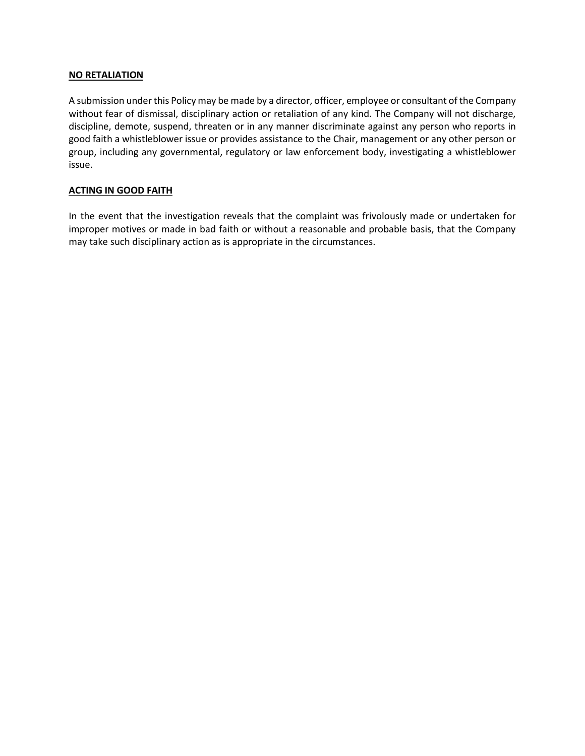## NO RETALIATION

A submission under this Policy may be made by a director, officer, employee or consultant of the Company without fear of dismissal, disciplinary action or retaliation of any kind. The Company will not discharge, discipline, demote, suspend, threaten or in any manner discriminate against any person who reports in good faith a whistleblower issue or provides assistance to the Chair, management or any other person or group, including any governmental, regulatory or law enforcement body, investigating a whistleblower issue.

## ACTING IN GOOD FAITH

In the event that the investigation reveals that the complaint was frivolously made or undertaken for improper motives or made in bad faith or without a reasonable and probable basis, that the Company may take such disciplinary action as is appropriate in the circumstances.